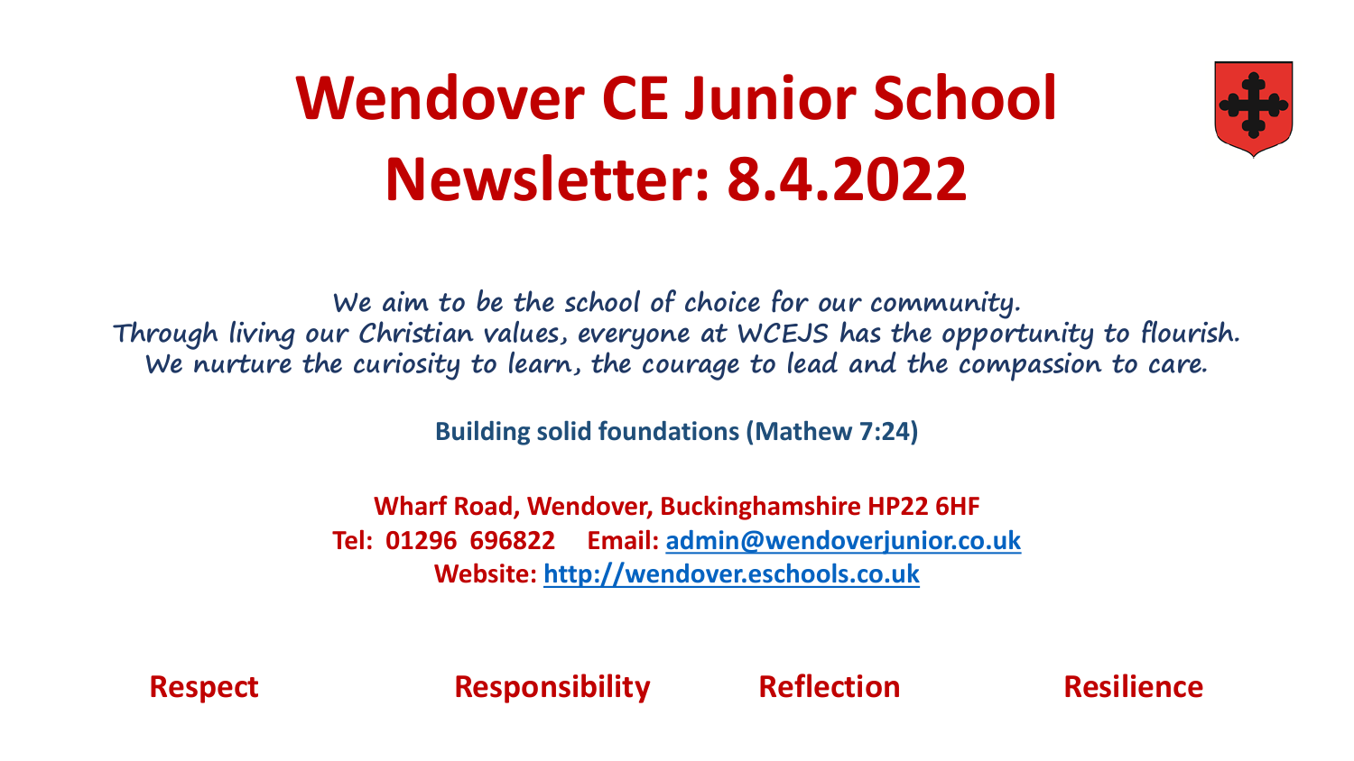# Wendover CE Junior School Newsletter: 8.4.2022

We aim to be the school of choice for our community.
Through living our Christian values, everyone at WCEJS has the opportunity to flourish.
We nurture the curiosity to learn, the courage to lead and the compassion to care.

**Building solid foundations (Mathew 7:24)**

**Wharf Road, Wendover, Buckinghamshire HP22 6HF**
**Tel: 01296 696822 Email: admin@wendoverjunior.co.uk**
**Website: http://wendover.eschools.co.uk**

**Respect Responsibility Reflection Resilience**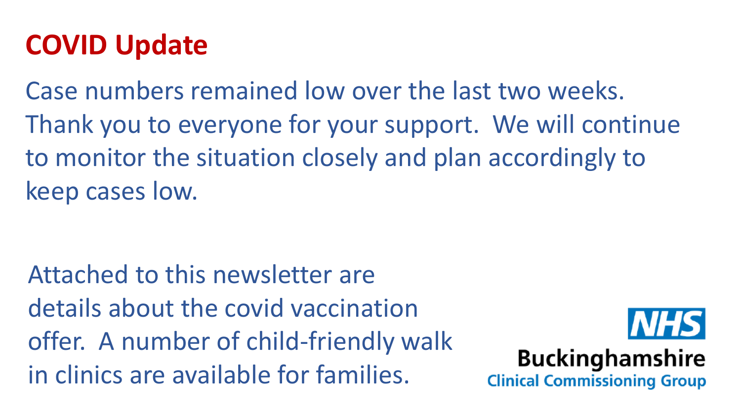# COVID Update

Case numbers remained low over the last two weeks. Thank you to everyone for your support. We will continue to monitor the situation closely and plan accordingly to keep cases low.

Attached to this newsletter are details about the covid vaccination offer. A number of child-friendly walk in clinics are available for families.

NHS
Buckinghamshire
Clinical Commissioning Group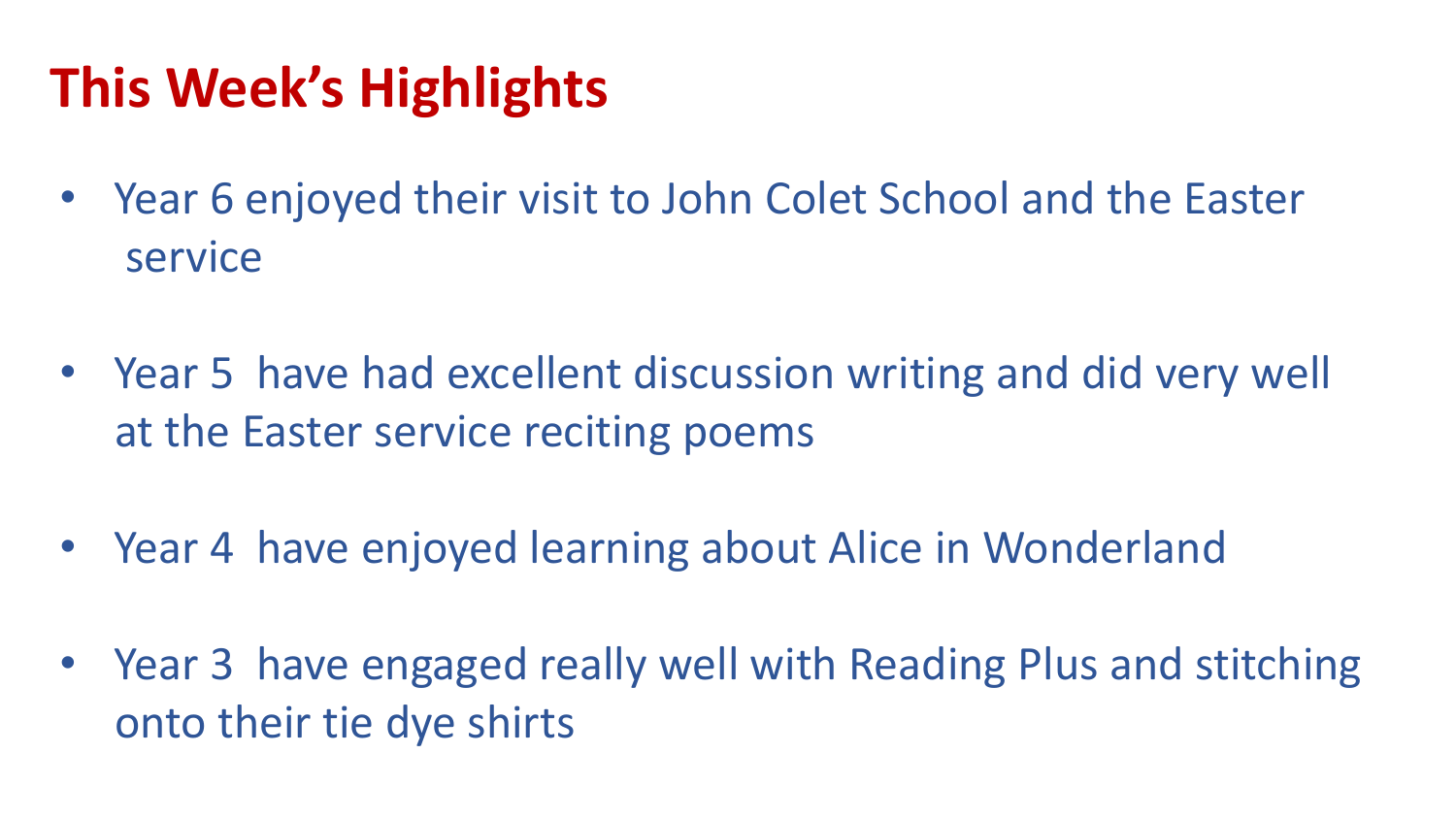# This Week's Highlights

- Year 6 enjoyed their visit to John Colet School and the Easter service
- Year 5 have had excellent discussion writing and did very well at the Easter service reciting poems
- Year 4 have enjoyed learning about Alice in Wonderland
- Year 3 have engaged really well with Reading Plus and stitching onto their tie dye shirts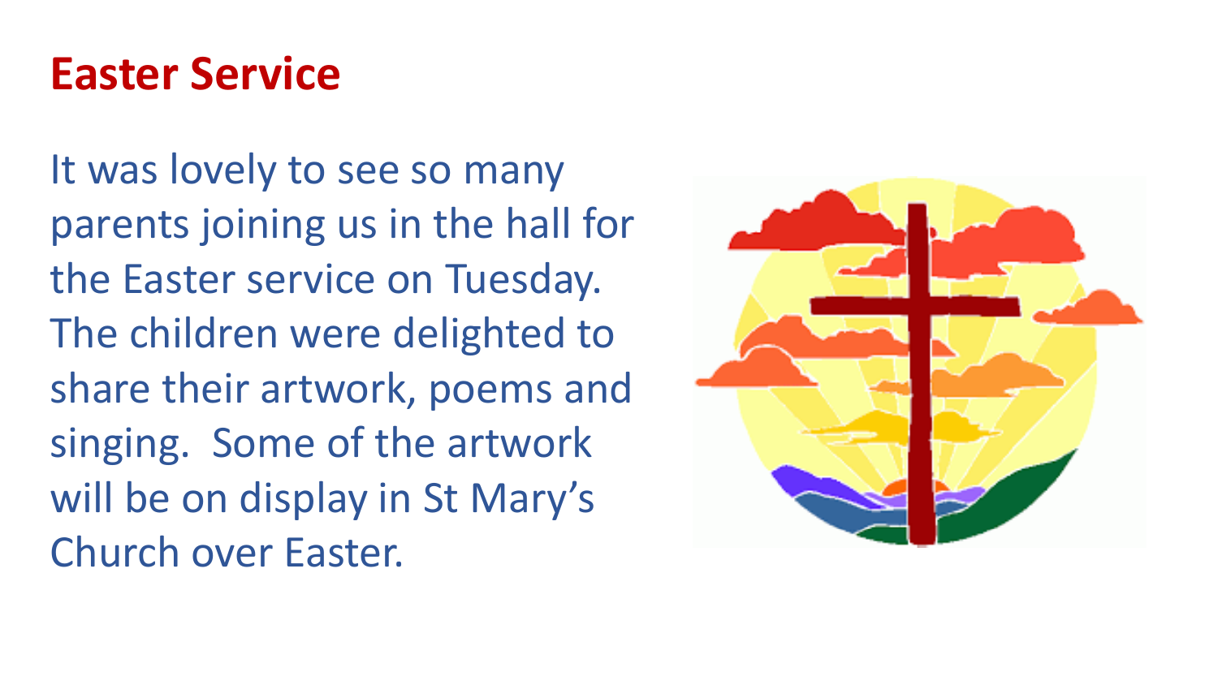## Easter Service

It was lovely to see so many parents joining us in the hall for the Easter service on Tuesday. The children were delighted to share their artwork, poems and singing. Some of the artwork will be on display in St Mary's Church over Easter.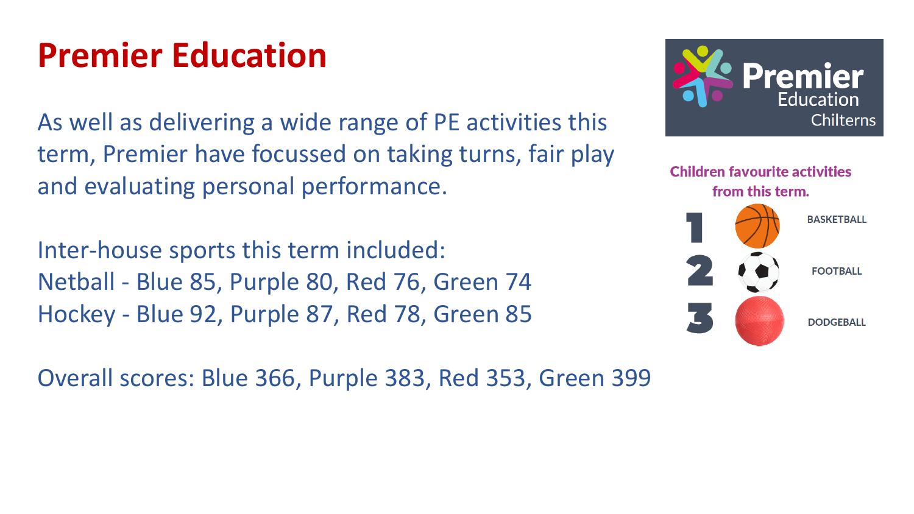# Premier Education

As well as delivering a wide range of PE activities this term, Premier have focussed on taking turns, fair play and evaluating personal performance.

Inter-house sports this term included:
Netball - Blue 85, Purple 80, Red 76, Green 74
Hockey - Blue 92, Purple 87, Red 78, Green 85

Overall scores: Blue 366, Purple 383, Red 353, Green 399

Premier Education Chilterns

**Children favourite activities from this term.**

1. BASKETBALL
2. FOOTBALL
3. DODGEBALL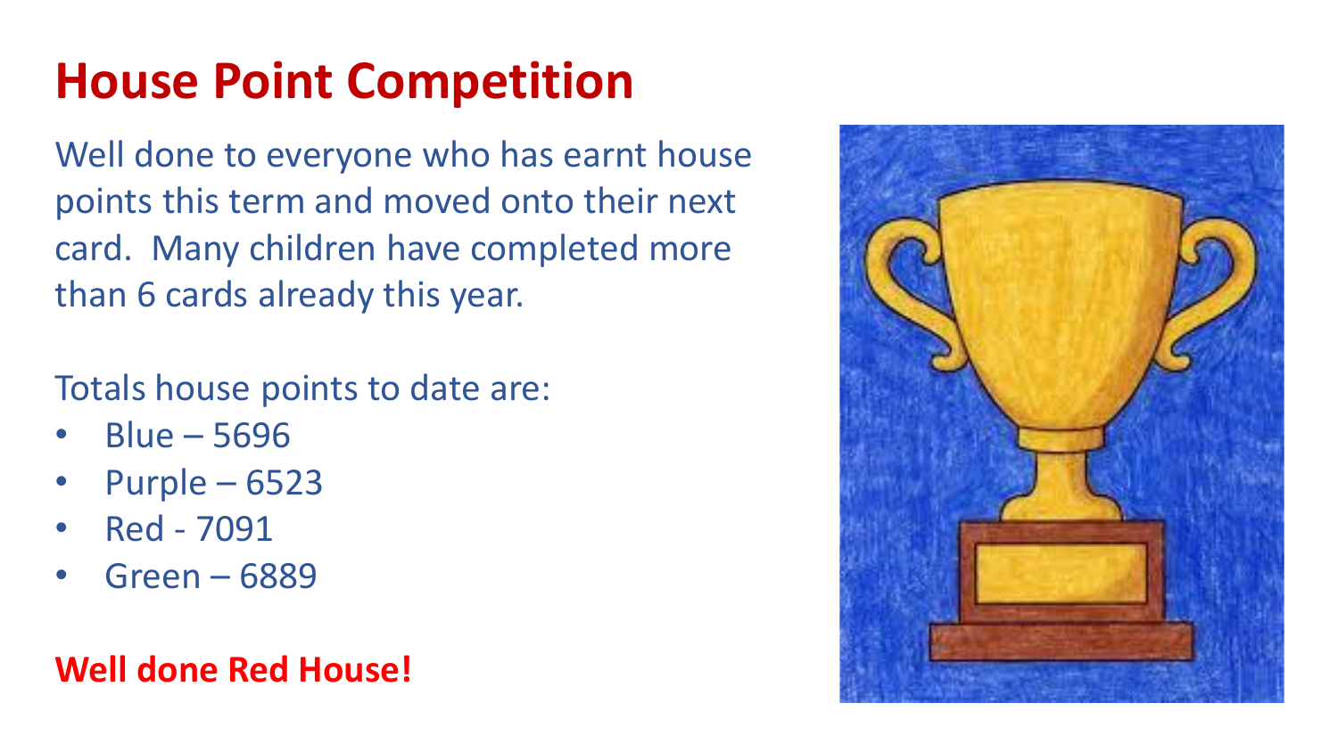# House Point Competition

Well done to everyone who has earnt house points this term and moved onto their next card. Many children have completed more than 6 cards already this year.

Totals house points to date are:

- Blue – 5696
- Purple – 6523
- Red - 7091
- Green – 6889

**Well done Red House!**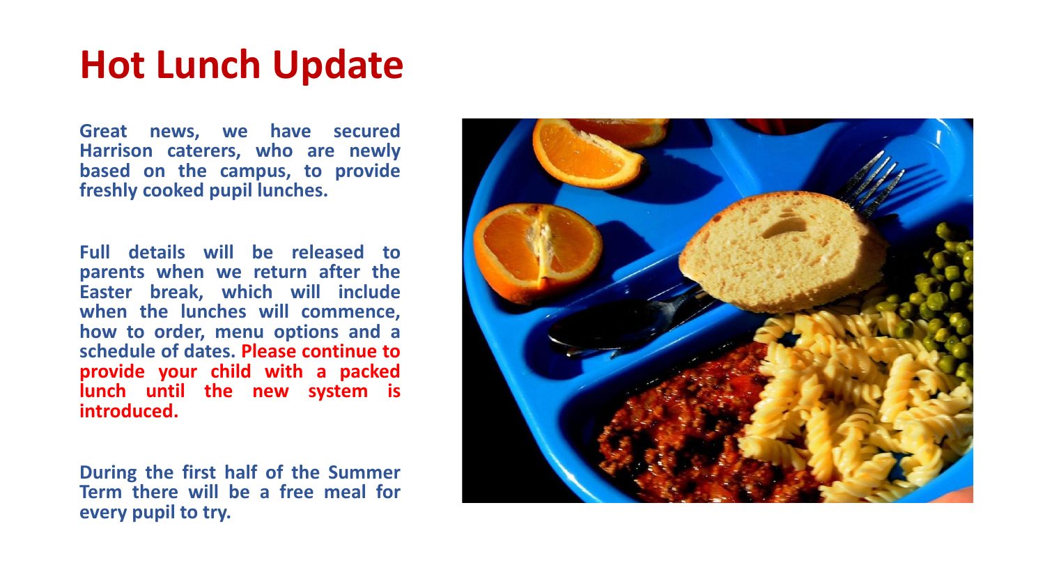# Hot Lunch Update

**Great news, we have secured Harrison caterers, who are newly based on the campus, to provide freshly cooked pupil lunches.**

**Full details will be released to parents when we return after the Easter break, which will include when the lunches will commence, how to order, menu options and a schedule of dates. Please continue to provide your child with a packed lunch until the new system is introduced.**

**During the first half of the Summer Term there will be a free meal for every pupil to try.**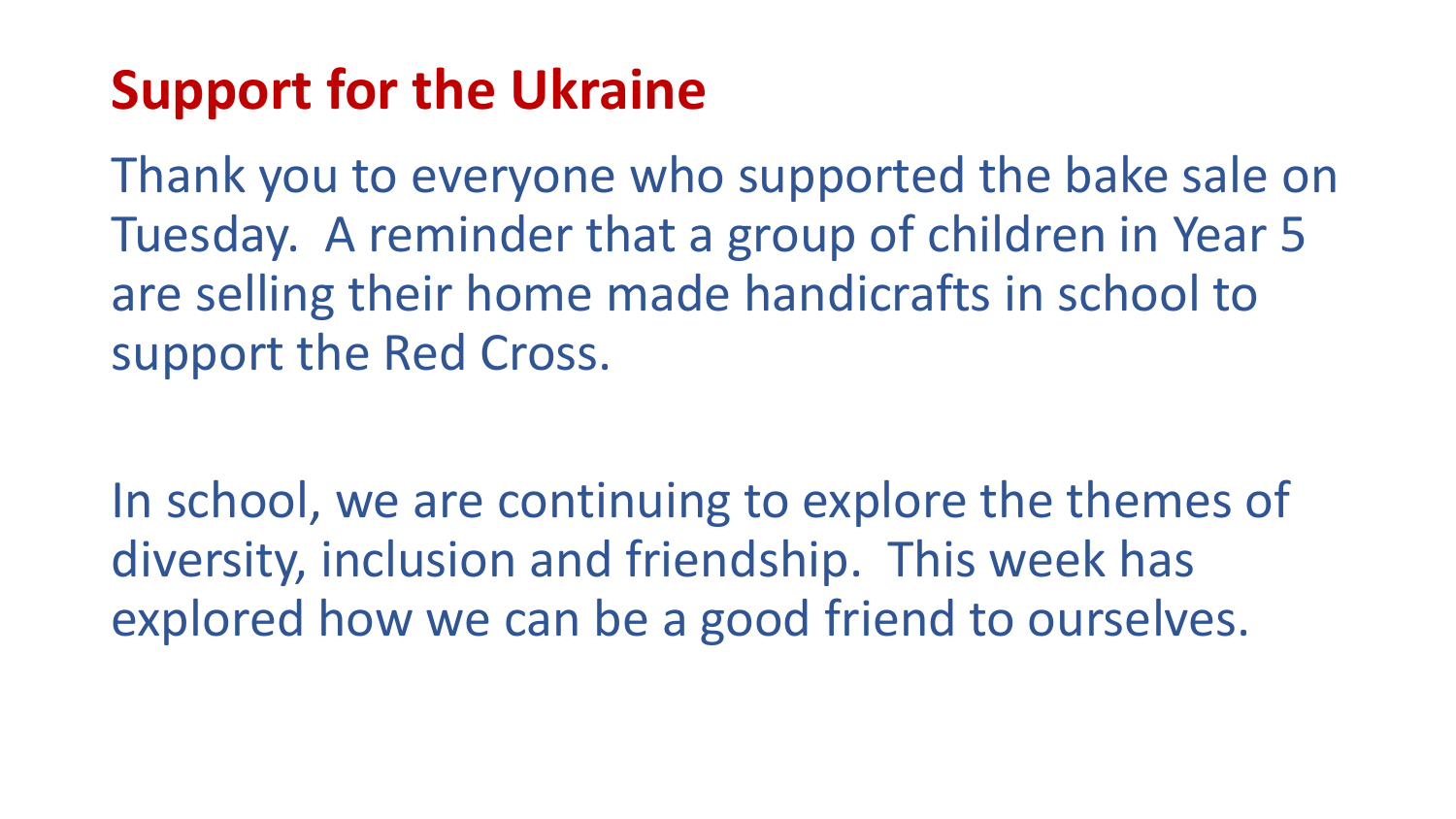## Support for the Ukraine

Thank you to everyone who supported the bake sale on Tuesday.  A reminder that a group of children in Year 5 are selling their home made handicrafts in school to support the Red Cross.

In school, we are continuing to explore the themes of diversity, inclusion and friendship.  This week has explored how we can be a good friend to ourselves.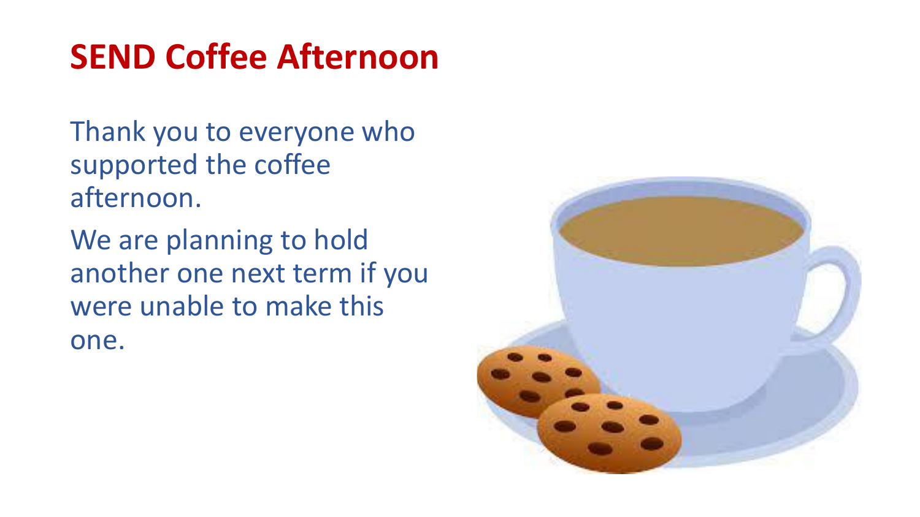# SEND Coffee Afternoon

Thank you to everyone who supported the coffee afternoon.

We are planning to hold another one next term if you were unable to make this one.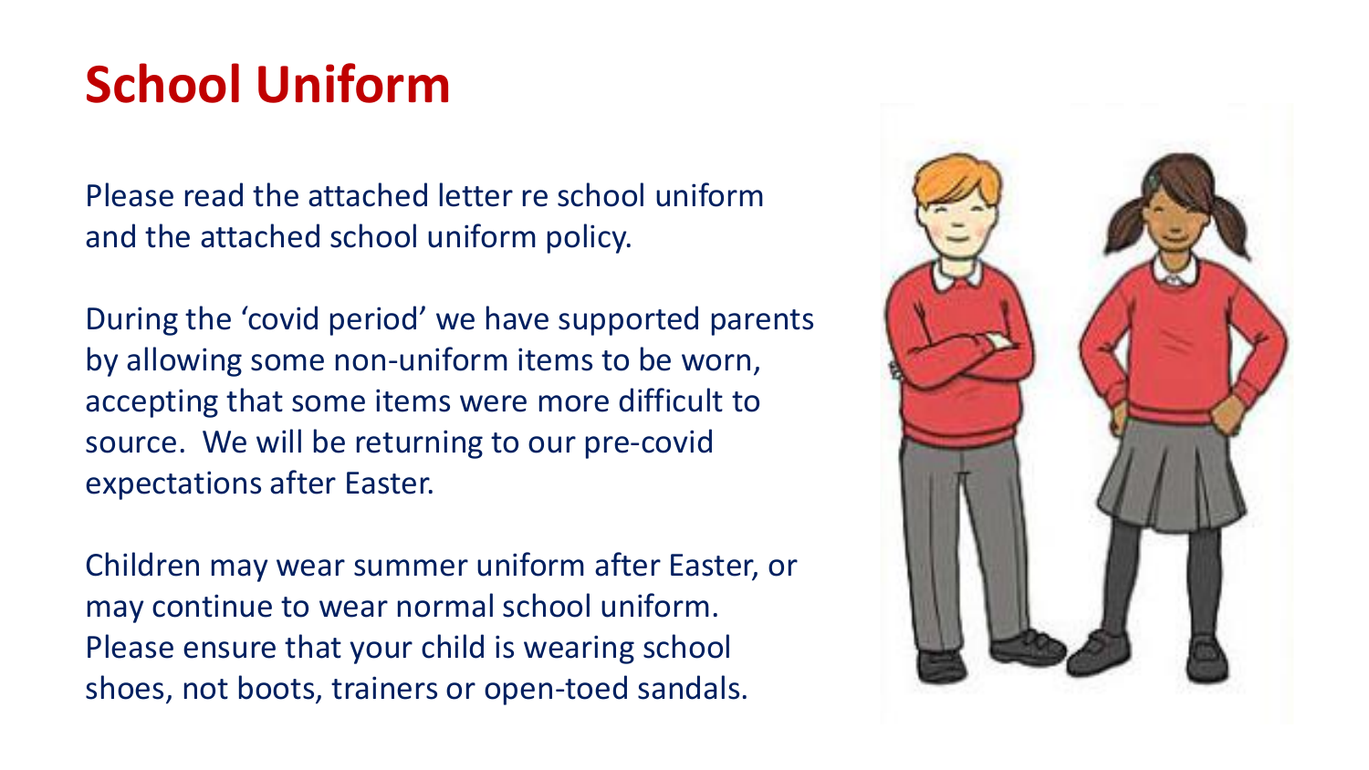# School Uniform

Please read the attached letter re school uniform and the attached school uniform policy.

During the 'covid period' we have supported parents by allowing some non-uniform items to be worn, accepting that some items were more difficult to source. We will be returning to our pre-covid expectations after Easter.

Children may wear summer uniform after Easter, or may continue to wear normal school uniform. Please ensure that your child is wearing school shoes, not boots, trainers or open-toed sandals.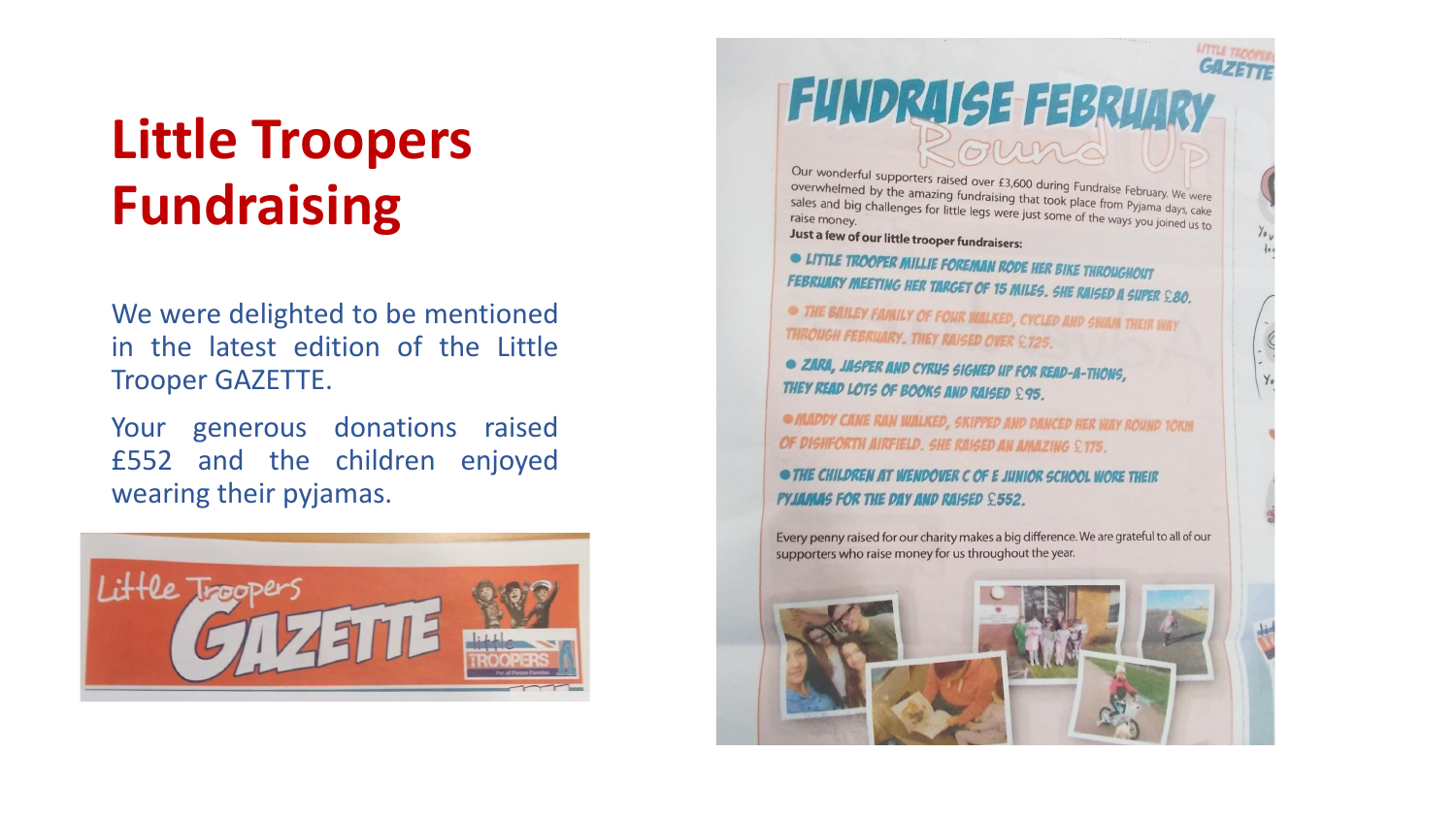# Little Troopers Fundraising

We were delighted to be mentioned in the latest edition of the Little Trooper GAZETTE.

Your generous donations raised £552 and the children enjoyed wearing their pyjamas.

Little Troopers GAZETTE

## FUNDRAISE FEBRUARY Round Up

Our wonderful supporters raised over £3,600 during Fundraise February. We were overwhelmed by the amazing fundraising that took place from Pyjama days, cake sales and big challenges for little legs were just some of the ways you joined us to raise money.

**Just a few of our little trooper fundraisers:**

- LITTLE TROOPER MILLIE FOREMAN RODE HER BIKE THROUGHOUT FEBRUARY MEETING HER TARGET OF 15 MILES. SHE RAISED A SUPER £80.
- THE BAILEY FAMILY OF FOUR WALKED, CYCLED AND SWAM THEIR WAY THROUGH FEBRUARY. THEY RAISED OVER £125.
- ZARA, JASPER AND CYRUS SIGNED UP FOR READ-A-THONS, THEY READ LOTS OF BOOKS AND RAISED £95.
- MADDY CANE RAN WALKED, SKIPPED AND DANCED HER WAY ROUND 10KM OF DISHFORTH AIRFIELD. SHE RAISED AN AMAZING £175.
- THE CHILDREN AT WENDOVER C OF E JUNIOR SCHOOL WORE THEIR PYJAMAS FOR THE DAY AND RAISED £552.

Every penny raised for our charity makes a big difference. We are grateful to all of our supporters who raise money for us throughout the year.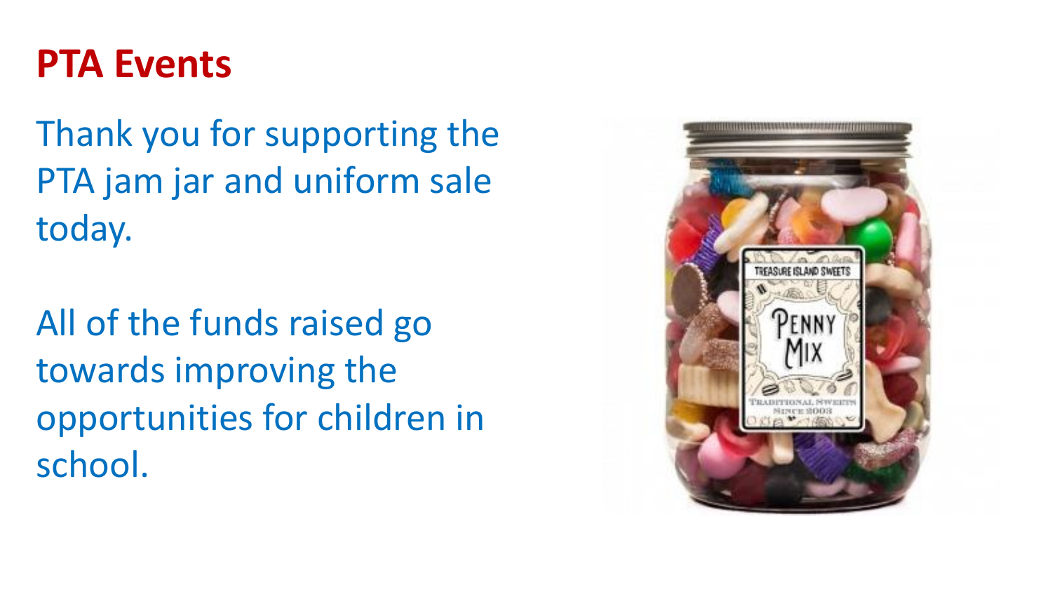# PTA Events

Thank you for supporting the PTA jam jar and uniform sale today.

All of the funds raised go towards improving the opportunities for children in school.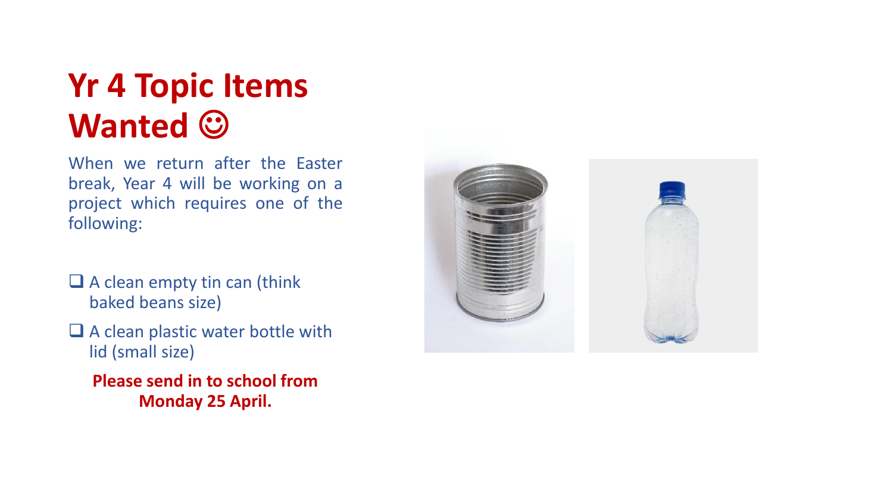# Yr 4 Topic Items Wanted ☺

When we return after the Easter break, Year 4 will be working on a project which requires one of the following:

- ❑ A clean empty tin can (think baked beans size)
- ❑ A clean plastic water bottle with lid (small size)

**Please send in to school from Monday 25 April.**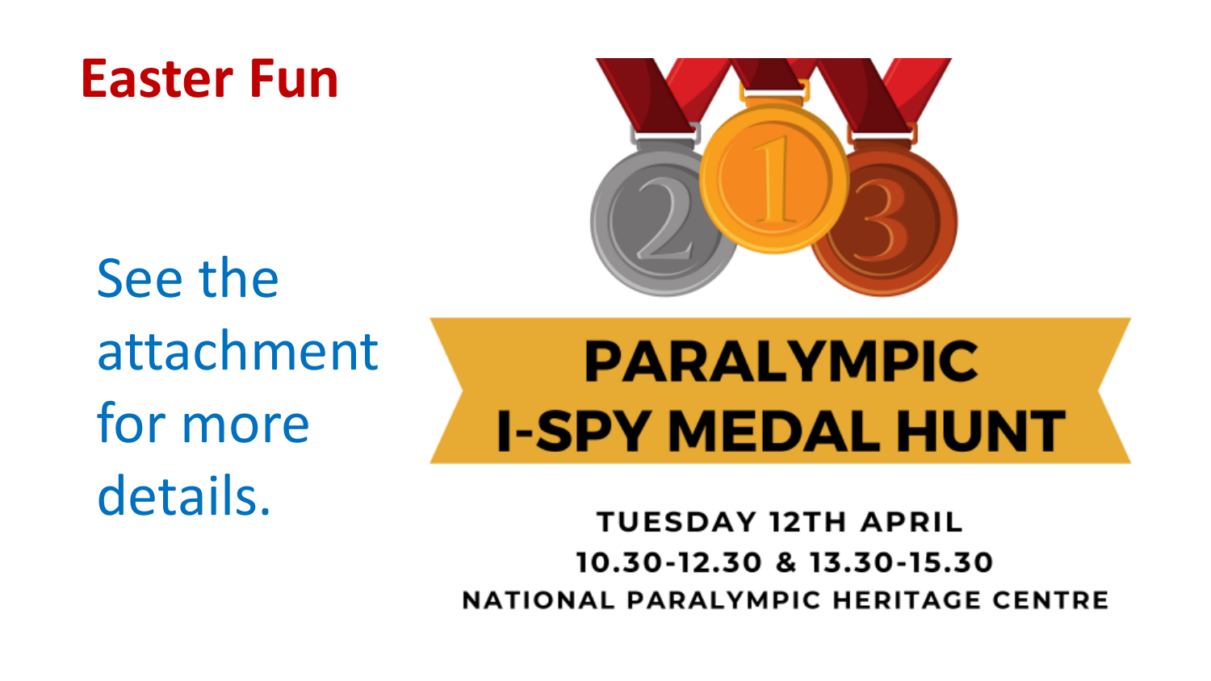# Easter Fun

See the attachment for more details.

**PARALYMPIC I-SPY MEDAL HUNT**

TUESDAY 12TH APRIL

10.30-12.30 & 13.30-15.30

NATIONAL PARALYMPIC HERITAGE CENTRE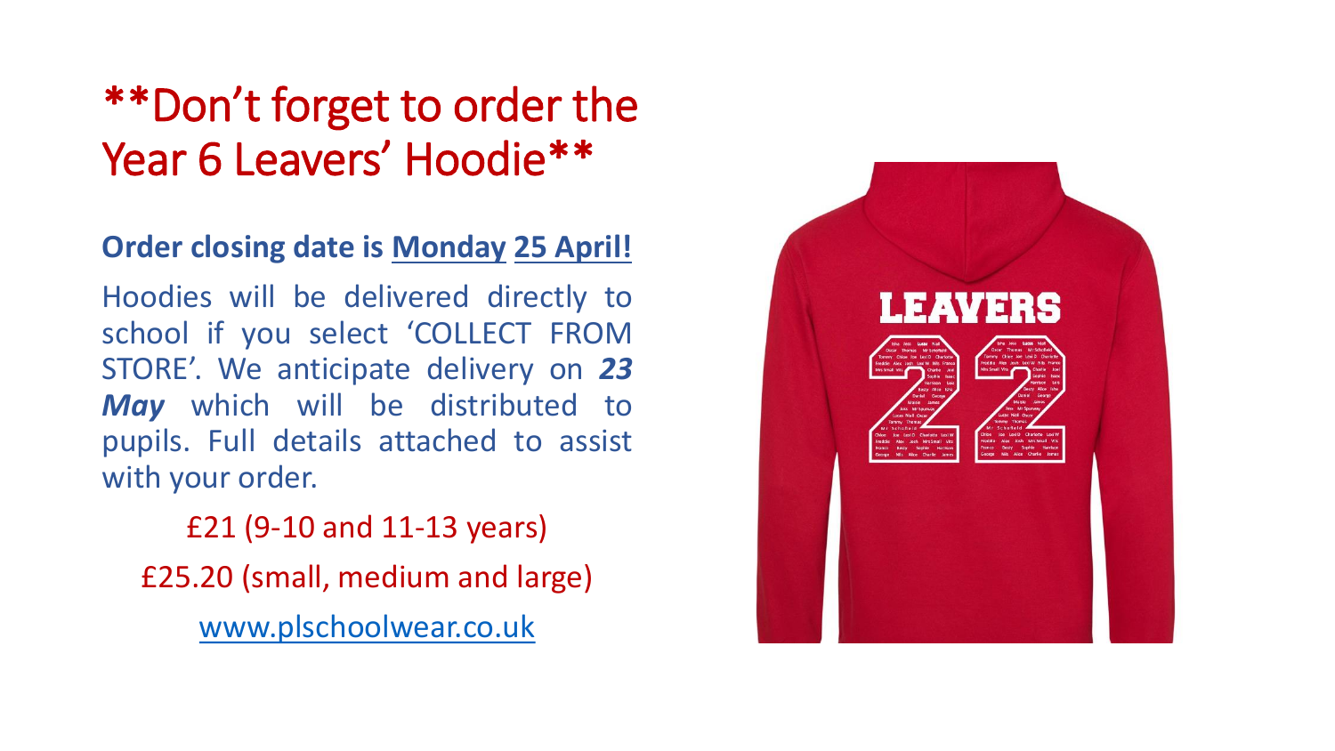# **Don't forget to order the Year 6 Leavers' Hoodie**

**Order closing date is <u>Monday</u> <u>25 April!</u>**

Hoodies will be delivered directly to school if you select 'COLLECT FROM STORE'. We anticipate delivery on ***23 May*** which will be distributed to pupils. Full details attached to assist with your order.

£21 (9-10 and 11-13 years)

£25.20 (small, medium and large)

www.plschoolwear.co.uk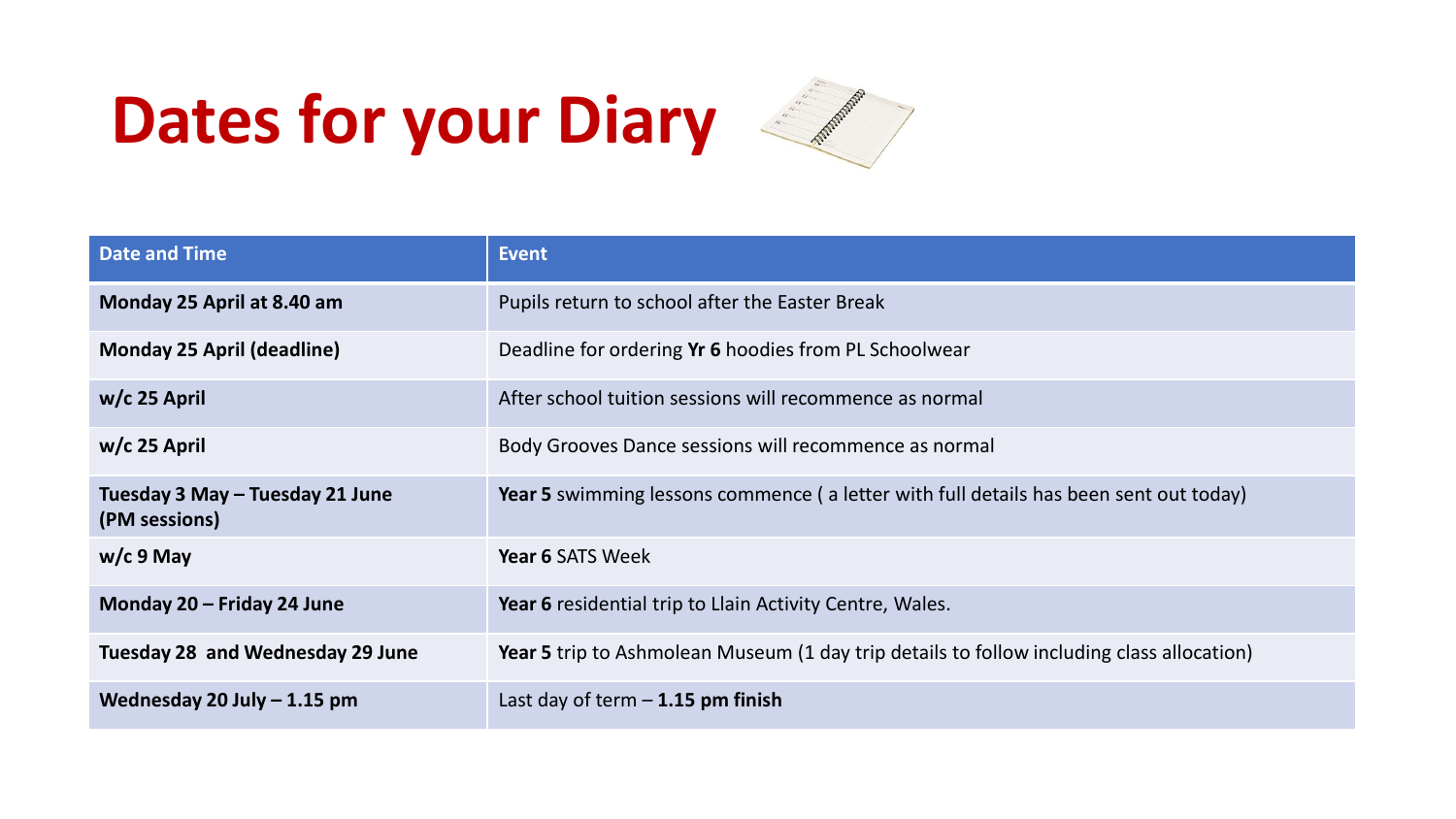# Dates for your Diary

| Date and Time | Event |
|---|---|
| **Monday 25 April at 8.40 am** | Pupils return to school after the Easter Break |
| **Monday 25 April (deadline)** | Deadline for ordering **Yr 6** hoodies from PL Schoolwear |
| **w/c 25 April** | After school tuition sessions will recommence as normal |
| **w/c 25 April** | Body Grooves Dance sessions will recommence as normal |
| **Tuesday 3 May – Tuesday 21 June (PM sessions)** | **Year 5** swimming lessons commence ( a letter with full details has been sent out today) |
| **w/c 9 May** | **Year 6** SATS Week |
| **Monday 20 – Friday 24 June** | **Year 6** residential trip to Llain Activity Centre, Wales. |
| **Tuesday 28 and Wednesday 29 June** | **Year 5** trip to Ashmolean Museum (1 day trip details to follow including class allocation) |
| **Wednesday 20 July – 1.15 pm** | Last day of term – **1.15 pm finish** |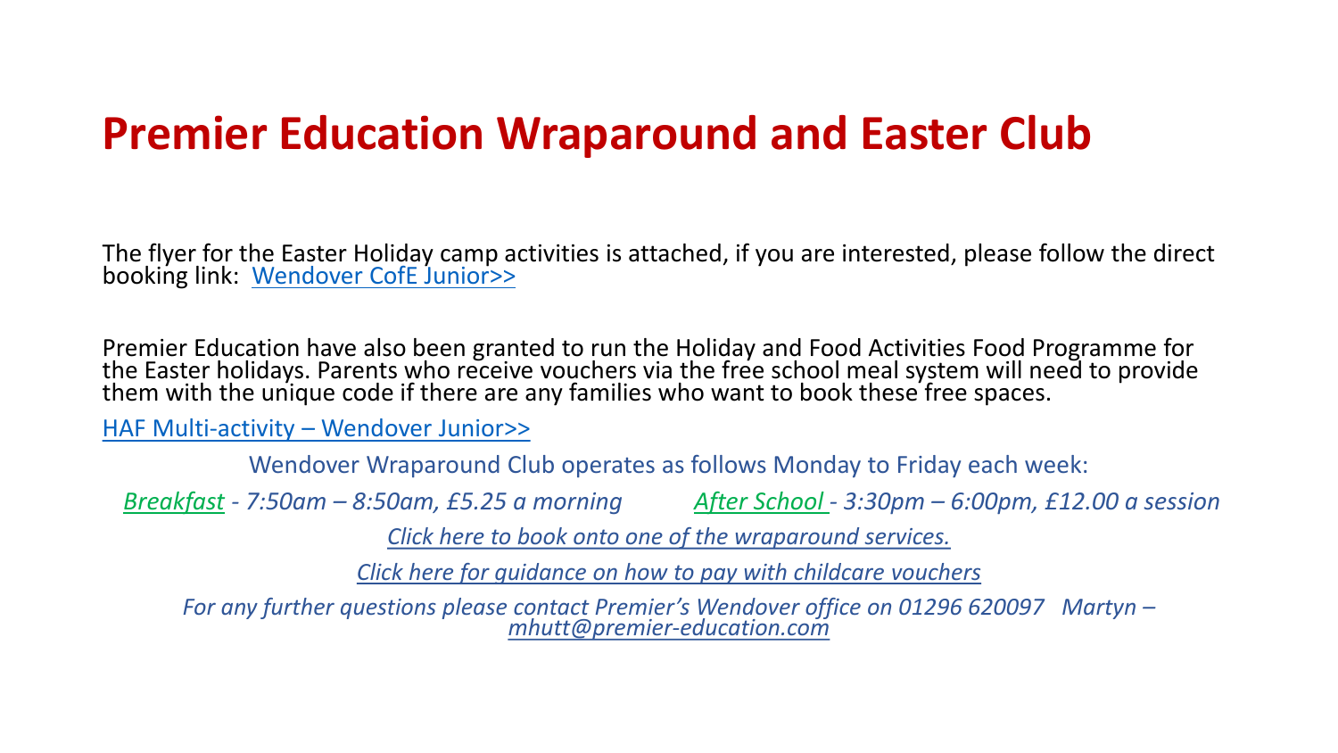# Premier Education Wraparound and Easter Club

The flyer for the Easter Holiday camp activities is attached, if you are interested, please follow the direct booking link: Wendover CofE Junior>>

Premier Education have also been granted to run the Holiday and Food Activities Food Programme for the Easter holidays. Parents who receive vouchers via the free school meal system will need to provide them with the unique code if there are any families who want to book these free spaces.

HAF Multi-activity – Wendover Junior>>

Wendover Wraparound Club operates as follows Monday to Friday each week:

*Breakfast - 7:50am – 8:50am, £5.25 a morning*  *After School - 3:30pm – 6:00pm, £12.00 a session*

*Click here to book onto one of the wraparound services.*

*Click here for guidance on how to pay with childcare vouchers*

*For any further questions please contact Premier's Wendover office on 01296 620097 Martyn – mhutt@premier-education.com*